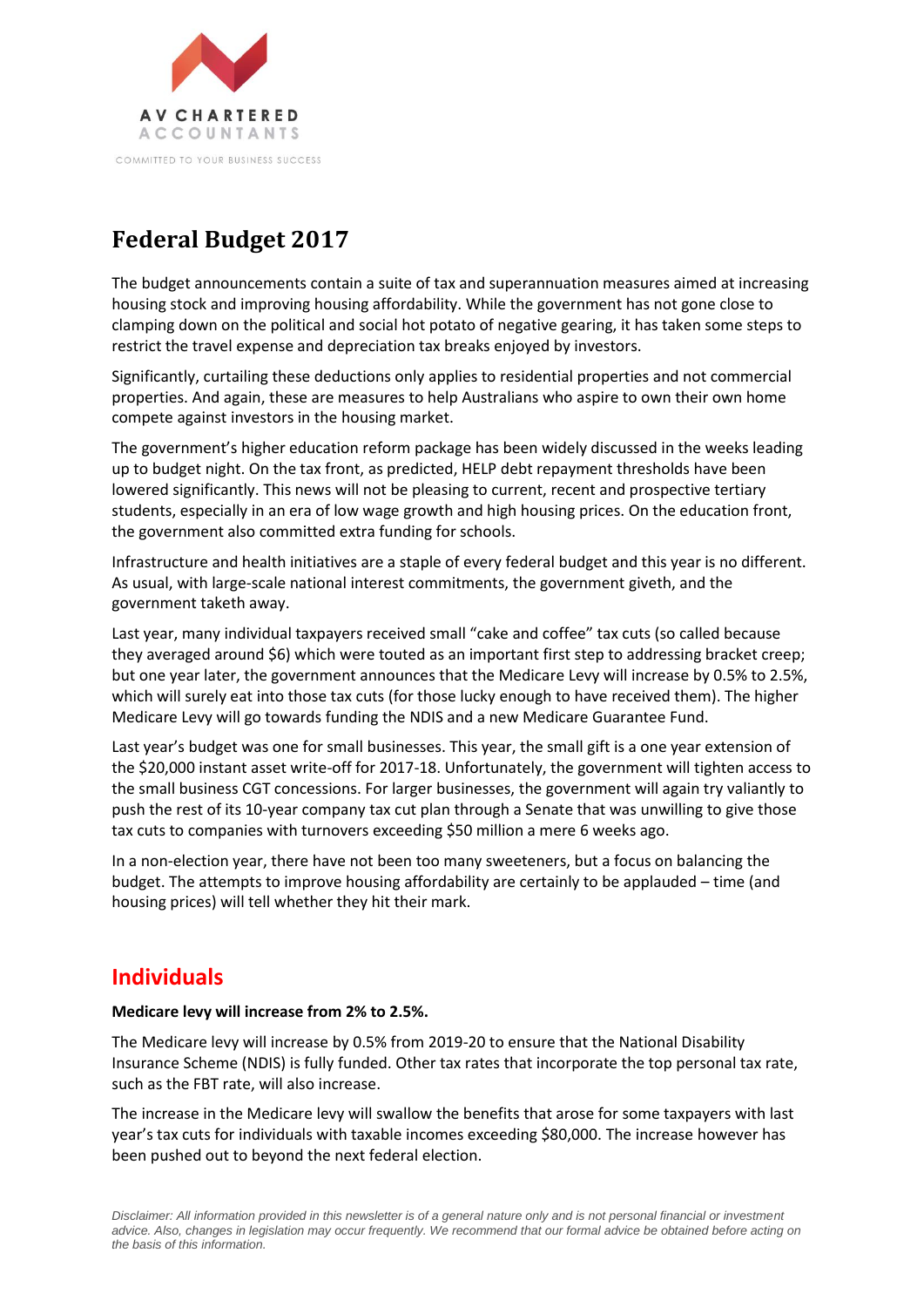AV CHARTERED ACCOUNTANTS

COMMITTED TO YOUR BUSINESS SUCCESS

# Federal Budget 2017

The budget announcements contain a suite of tax and superannuation measures aimed at increasing housing stock and improving housing affordability. While the government has not gone close to clamping down on the political and social hot potato of negative gearing, it has taken some steps to restrict the travel expense and depreciation tax breaks enjoyed by investors.

Significantly, curtailing these deductions only applies to residential properties and not commercial properties. And again, these are measures to help Australians who aspire to own their own home compete against investors in the housing market.

The government's higher education reform package has been widely discussed in the weeks leading up to budget night. On the tax front, as predicted, HELP debt repayment thresholds have been lowered significantly. This news will not be pleasing to current, recent and prospective tertiary students, especially in an era of low wage growth and high housing prices. On the education front, the government also committed extra funding for schools.

Infrastructure and health initiatives are a staple of every federal budget and this year is no different. As usual, with large-scale national interest commitments, the government giveth, and the government taketh away.

Last year, many individual taxpayers received small "cake and coffee" tax cuts (so called because they averaged around $6) which were touted as an important first step to addressing bracket creep; but one year later, the government announces that the Medicare Levy will increase by 0.5% to 2.5%, which will surely eat into those tax cuts (for those lucky enough to have received them). The higher Medicare Levy will go towards funding the NDIS and a new Medicare Guarantee Fund.

Last year's budget was one for small businesses. This year, the small gift is a one year extension of the $20,000 instant asset write-off for 2017-18. Unfortunately, the government will tighten access to the small business CGT concessions. For larger businesses, the government will again try valiantly to push the rest of its 10-year company tax cut plan through a Senate that was unwilling to give those tax cuts to companies with turnovers exceeding $50 million a mere 6 weeks ago.

In a non-election year, there have not been too many sweeteners, but a focus on balancing the budget. The attempts to improve housing affordability are certainly to be applauded – time (and housing prices) will tell whether they hit their mark.

## Individuals

**Medicare levy will increase from 2% to 2.5%.**

The Medicare levy will increase by 0.5% from 2019-20 to ensure that the National Disability Insurance Scheme (NDIS) is fully funded. Other tax rates that incorporate the top personal tax rate, such as the FBT rate, will also increase.

The increase in the Medicare levy will swallow the benefits that arose for some taxpayers with last year's tax cuts for individuals with taxable incomes exceeding $80,000. The increase however has been pushed out to beyond the next federal election.

*Disclaimer: All information provided in this newsletter is of a general nature only and is not personal financial or investment advice. Also, changes in legislation may occur frequently. We recommend that our formal advice be obtained before acting on the basis of this information.*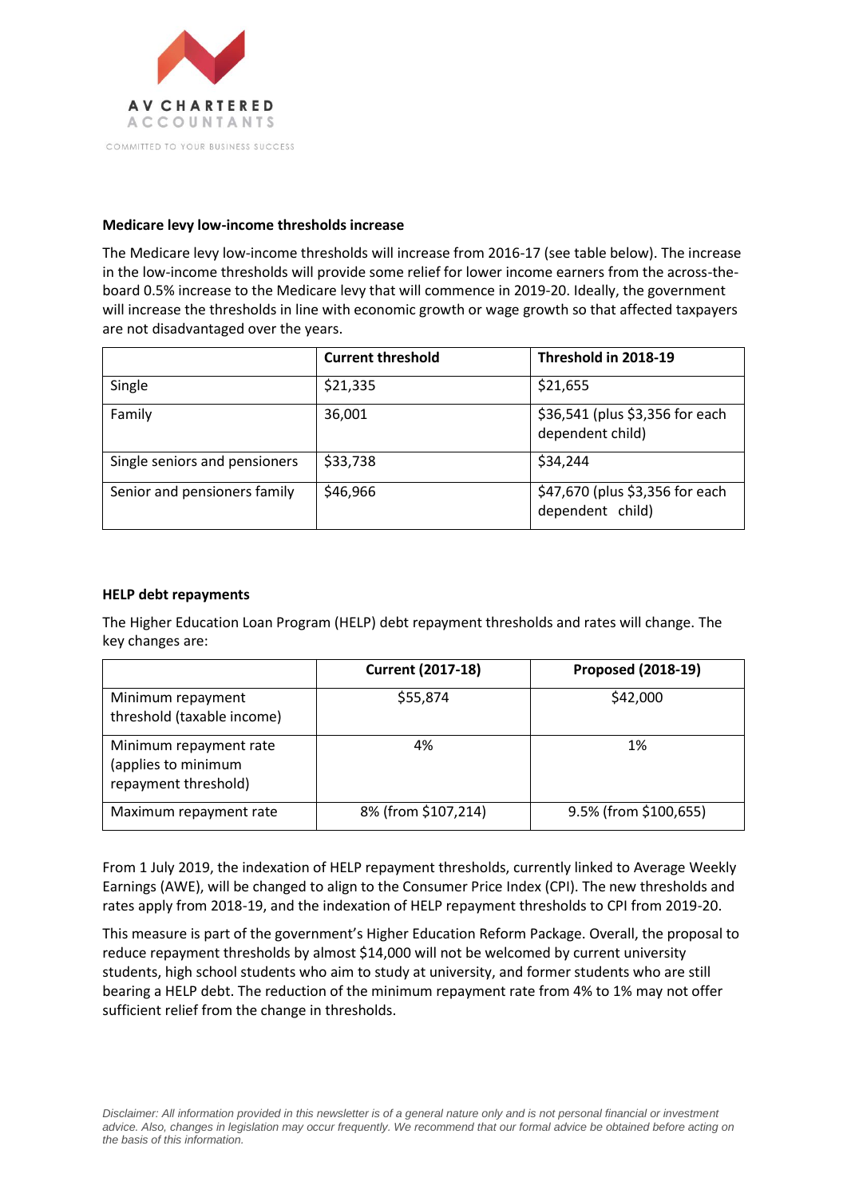**Medicare levy low-income thresholds increase**

The Medicare levy low-income thresholds will increase from 2016-17 (see table below). The increase in the low-income thresholds will provide some relief for lower income earners from the across-the-board 0.5% increase to the Medicare levy that will commence in 2019-20. Ideally, the government will increase the thresholds in line with economic growth or wage growth so that affected taxpayers are not disadvantaged over the years.

| | Current threshold | Threshold in 2018-19 |
|---|---|---|
| Single | $21,335 | $21,655 |
| Family | 36,001 | $36,541 (plus $3,356 for each dependent child) |
| Single seniors and pensioners | $33,738 | $34,244 |
| Senior and pensioners family | $46,966 | $47,670 (plus $3,356 for each dependent child) |

**HELP debt repayments**

The Higher Education Loan Program (HELP) debt repayment thresholds and rates will change. The key changes are:

| | Current (2017-18) | Proposed (2018-19) |
|---|---|---|
| Minimum repayment threshold (taxable income) | $55,874 | $42,000 |
| Minimum repayment rate (applies to minimum repayment threshold) | 4% | 1% |
| Maximum repayment rate | 8% (from $107,214) | 9.5% (from $100,655) |

From 1 July 2019, the indexation of HELP repayment thresholds, currently linked to Average Weekly Earnings (AWE), will be changed to align to the Consumer Price Index (CPI). The new thresholds and rates apply from 2018-19, and the indexation of HELP repayment thresholds to CPI from 2019-20.

This measure is part of the government's Higher Education Reform Package. Overall, the proposal to reduce repayment thresholds by almost $14,000 will not be welcomed by current university students, high school students who aim to study at university, and former students who are still bearing a HELP debt. The reduction of the minimum repayment rate from 4% to 1% may not offer sufficient relief from the change in thresholds.

*Disclaimer: All information provided in this newsletter is of a general nature only and is not personal financial or investment advice. Also, changes in legislation may occur frequently. We recommend that our formal advice be obtained before acting on the basis of this information.*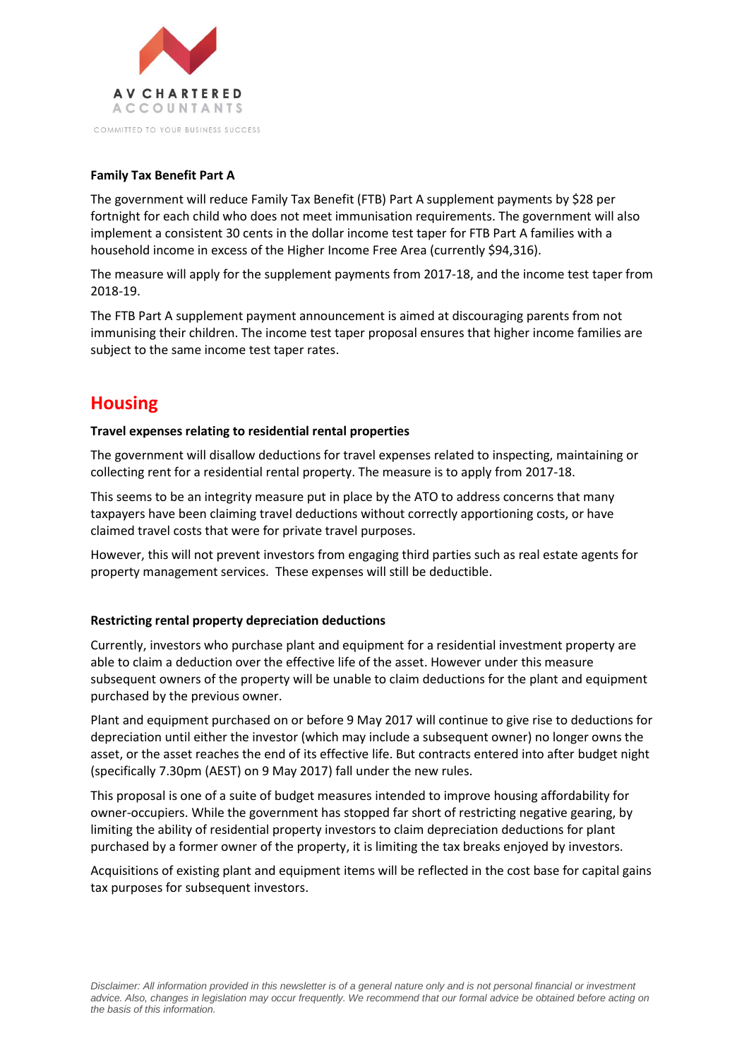### Family Tax Benefit Part A

The government will reduce Family Tax Benefit (FTB) Part A supplement payments by $28 per fortnight for each child who does not meet immunisation requirements. The government will also implement a consistent 30 cents in the dollar income test taper for FTB Part A families with a household income in excess of the Higher Income Free Area (currently $94,316).

The measure will apply for the supplement payments from 2017-18, and the income test taper from 2018-19.

The FTB Part A supplement payment announcement is aimed at discouraging parents from not immunising their children. The income test taper proposal ensures that higher income families are subject to the same income test taper rates.

## Housing

### Travel expenses relating to residential rental properties

The government will disallow deductions for travel expenses related to inspecting, maintaining or collecting rent for a residential rental property. The measure is to apply from 2017-18.

This seems to be an integrity measure put in place by the ATO to address concerns that many taxpayers have been claiming travel deductions without correctly apportioning costs, or have claimed travel costs that were for private travel purposes.

However, this will not prevent investors from engaging third parties such as real estate agents for property management services. These expenses will still be deductible.

### Restricting rental property depreciation deductions

Currently, investors who purchase plant and equipment for a residential investment property are able to claim a deduction over the effective life of the asset. However under this measure subsequent owners of the property will be unable to claim deductions for the plant and equipment purchased by the previous owner.

Plant and equipment purchased on or before 9 May 2017 will continue to give rise to deductions for depreciation until either the investor (which may include a subsequent owner) no longer owns the asset, or the asset reaches the end of its effective life. But contracts entered into after budget night (specifically 7.30pm (AEST) on 9 May 2017) fall under the new rules.

This proposal is one of a suite of budget measures intended to improve housing affordability for owner-occupiers. While the government has stopped far short of restricting negative gearing, by limiting the ability of residential property investors to claim depreciation deductions for plant purchased by a former owner of the property, it is limiting the tax breaks enjoyed by investors.

Acquisitions of existing plant and equipment items will be reflected in the cost base for capital gains tax purposes for subsequent investors.

*Disclaimer: All information provided in this newsletter is of a general nature only and is not personal financial or investment advice. Also, changes in legislation may occur frequently. We recommend that our formal advice be obtained before acting on the basis of this information.*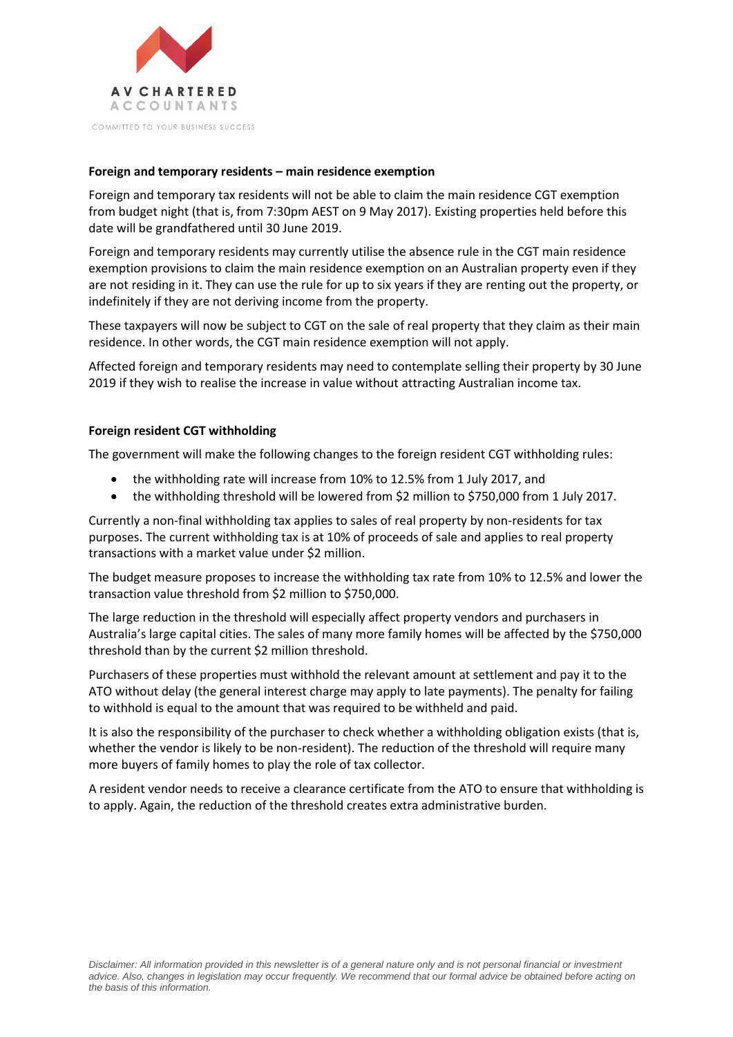**Foreign and temporary residents – main residence exemption**

Foreign and temporary tax residents will not be able to claim the main residence CGT exemption from budget night (that is, from 7:30pm AEST on 9 May 2017). Existing properties held before this date will be grandfathered until 30 June 2019.

Foreign and temporary residents may currently utilise the absence rule in the CGT main residence exemption provisions to claim the main residence exemption on an Australian property even if they are not residing in it. They can use the rule for up to six years if they are renting out the property, or indefinitely if they are not deriving income from the property.

These taxpayers will now be subject to CGT on the sale of real property that they claim as their main residence. In other words, the CGT main residence exemption will not apply.

Affected foreign and temporary residents may need to contemplate selling their property by 30 June 2019 if they wish to realise the increase in value without attracting Australian income tax.

**Foreign resident CGT withholding**

The government will make the following changes to the foreign resident CGT withholding rules:

- the withholding rate will increase from 10% to 12.5% from 1 July 2017, and
- the withholding threshold will be lowered from $2 million to $750,000 from 1 July 2017.

Currently a non-final withholding tax applies to sales of real property by non-residents for tax purposes. The current withholding tax is at 10% of proceeds of sale and applies to real property transactions with a market value under $2 million.

The budget measure proposes to increase the withholding tax rate from 10% to 12.5% and lower the transaction value threshold from $2 million to $750,000.

The large reduction in the threshold will especially affect property vendors and purchasers in Australia's large capital cities. The sales of many more family homes will be affected by the $750,000 threshold than by the current $2 million threshold.

Purchasers of these properties must withhold the relevant amount at settlement and pay it to the ATO without delay (the general interest charge may apply to late payments). The penalty for failing to withhold is equal to the amount that was required to be withheld and paid.

It is also the responsibility of the purchaser to check whether a withholding obligation exists (that is, whether the vendor is likely to be non-resident). The reduction of the threshold will require many more buyers of family homes to play the role of tax collector.

A resident vendor needs to receive a clearance certificate from the ATO to ensure that withholding is to apply. Again, the reduction of the threshold creates extra administrative burden.

*Disclaimer: All information provided in this newsletter is of a general nature only and is not personal financial or investment advice. Also, changes in legislation may occur frequently. We recommend that our formal advice be obtained before acting on the basis of this information.*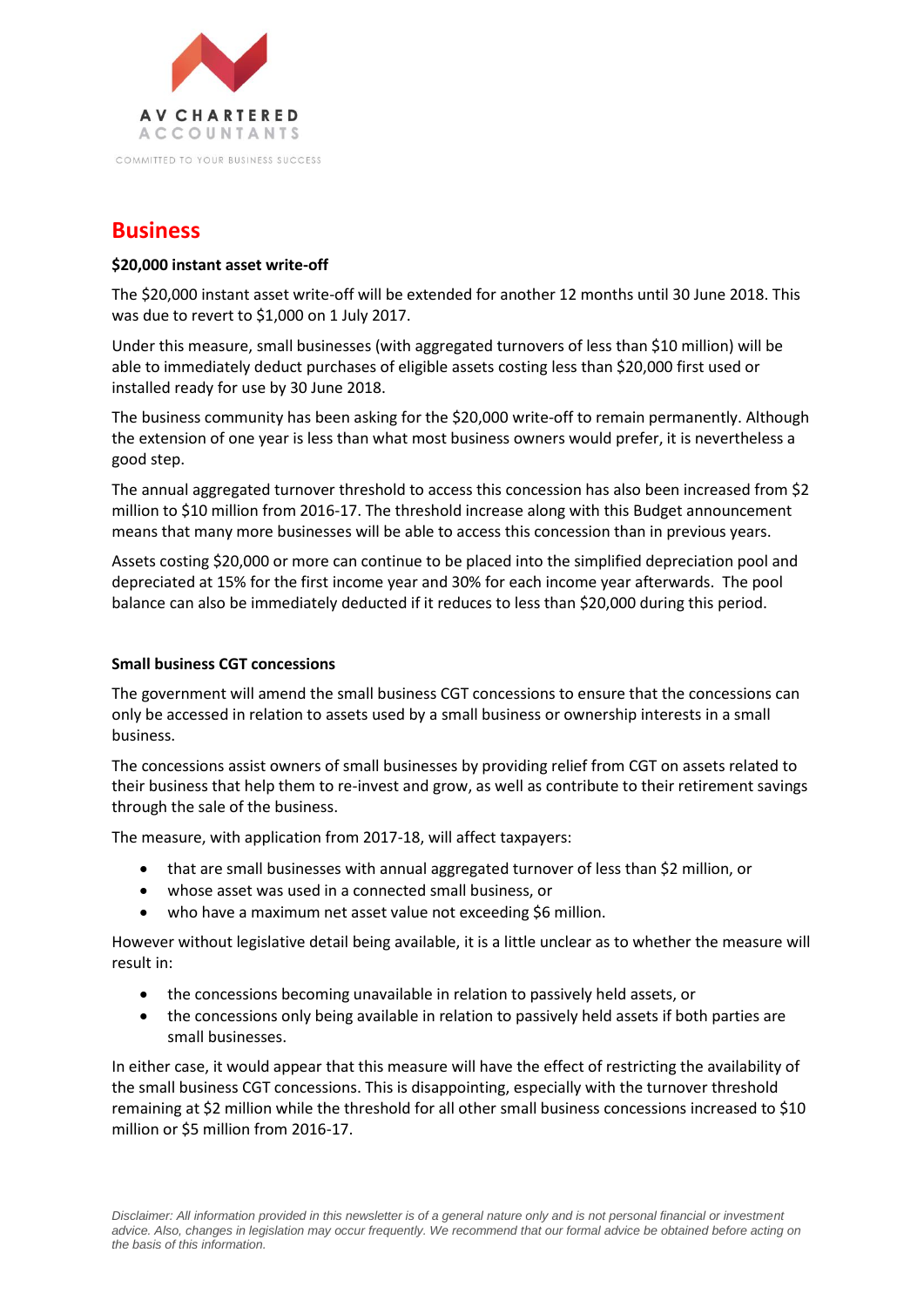AV CHARTERED ACCOUNTANTS

COMMITTED TO YOUR BUSINESS SUCCESS

# Business

**$20,000 instant asset write-off**

The $20,000 instant asset write-off will be extended for another 12 months until 30 June 2018. This was due to revert to $1,000 on 1 July 2017.

Under this measure, small businesses (with aggregated turnovers of less than $10 million) will be able to immediately deduct purchases of eligible assets costing less than $20,000 first used or installed ready for use by 30 June 2018.

The business community has been asking for the $20,000 write-off to remain permanently. Although the extension of one year is less than what most business owners would prefer, it is nevertheless a good step.

The annual aggregated turnover threshold to access this concession has also been increased from $2 million to $10 million from 2016-17. The threshold increase along with this Budget announcement means that many more businesses will be able to access this concession than in previous years.

Assets costing $20,000 or more can continue to be placed into the simplified depreciation pool and depreciated at 15% for the first income year and 30% for each income year afterwards. The pool balance can also be immediately deducted if it reduces to less than $20,000 during this period.

**Small business CGT concessions**

The government will amend the small business CGT concessions to ensure that the concessions can only be accessed in relation to assets used by a small business or ownership interests in a small business.

The concessions assist owners of small businesses by providing relief from CGT on assets related to their business that help them to re-invest and grow, as well as contribute to their retirement savings through the sale of the business.

The measure, with application from 2017-18, will affect taxpayers:

- that are small businesses with annual aggregated turnover of less than $2 million, or
- whose asset was used in a connected small business, or
- who have a maximum net asset value not exceeding $6 million.

However without legislative detail being available, it is a little unclear as to whether the measure will result in:

- the concessions becoming unavailable in relation to passively held assets, or
- the concessions only being available in relation to passively held assets if both parties are small businesses.

In either case, it would appear that this measure will have the effect of restricting the availability of the small business CGT concessions. This is disappointing, especially with the turnover threshold remaining at $2 million while the threshold for all other small business concessions increased to $10 million or $5 million from 2016-17.

*Disclaimer: All information provided in this newsletter is of a general nature only and is not personal financial or investment advice. Also, changes in legislation may occur frequently. We recommend that our formal advice be obtained before acting on the basis of this information.*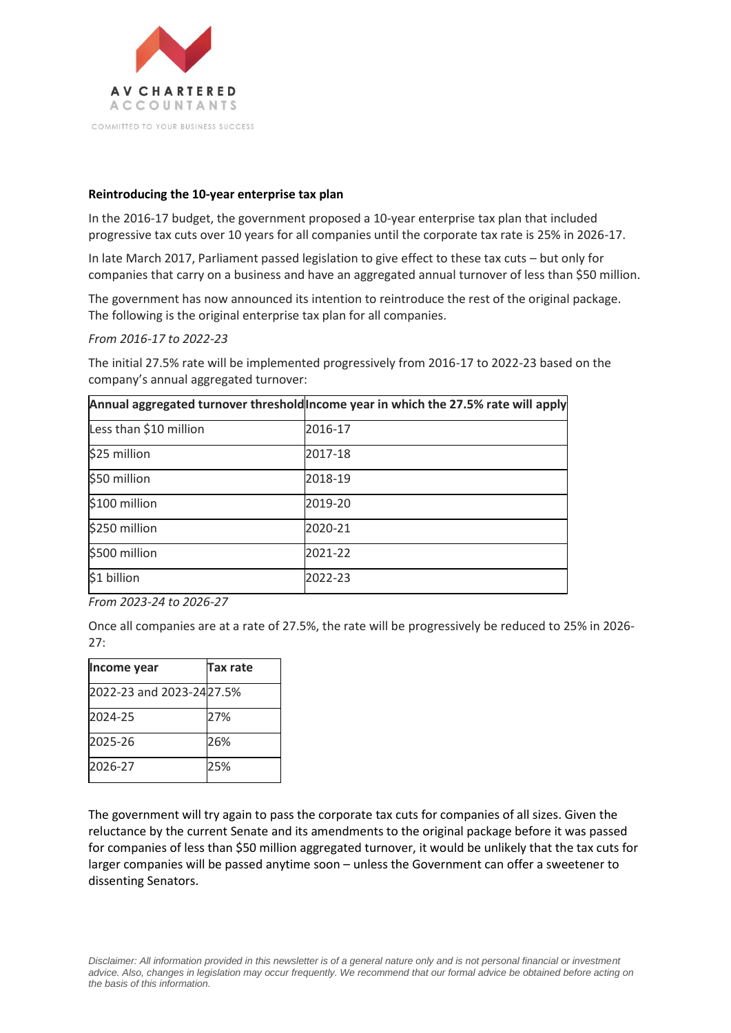AV CHARTERED ACCOUNTANTS

COMMITTED TO YOUR BUSINESS SUCCESS

**Reintroducing the 10-year enterprise tax plan**

In the 2016-17 budget, the government proposed a 10-year enterprise tax plan that included progressive tax cuts over 10 years for all companies until the corporate tax rate is 25% in 2026-17.

In late March 2017, Parliament passed legislation to give effect to these tax cuts – but only for companies that carry on a business and have an aggregated annual turnover of less than $50 million.

The government has now announced its intention to reintroduce the rest of the original package. The following is the original enterprise tax plan for all companies.

*From 2016-17 to 2022-23*

The initial 27.5% rate will be implemented progressively from 2016-17 to 2022-23 based on the company's annual aggregated turnover:

| Annual aggregated turnover threshold | Income year in which the 27.5% rate will apply |
|---|---|
| Less than $10 million | 2016-17 |
| $25 million | 2017-18 |
| $50 million | 2018-19 |
| $100 million | 2019-20 |
| $250 million | 2020-21 |
| $500 million | 2021-22 |
| $1 billion | 2022-23 |

*From 2023-24 to 2026-27*

Once all companies are at a rate of 27.5%, the rate will be progressively be reduced to 25% in 2026-27:

| Income year | Tax rate |
|---|---|
| 2022-23 and 2023-24 | 27.5% |
| 2024-25 | 27% |
| 2025-26 | 26% |
| 2026-27 | 25% |

The government will try again to pass the corporate tax cuts for companies of all sizes. Given the reluctance by the current Senate and its amendments to the original package before it was passed for companies of less than $50 million aggregated turnover, it would be unlikely that the tax cuts for larger companies will be passed anytime soon – unless the Government can offer a sweetener to dissenting Senators.

*Disclaimer: All information provided in this newsletter is of a general nature only and is not personal financial or investment advice. Also, changes in legislation may occur frequently. We recommend that our formal advice be obtained before acting on the basis of this information.*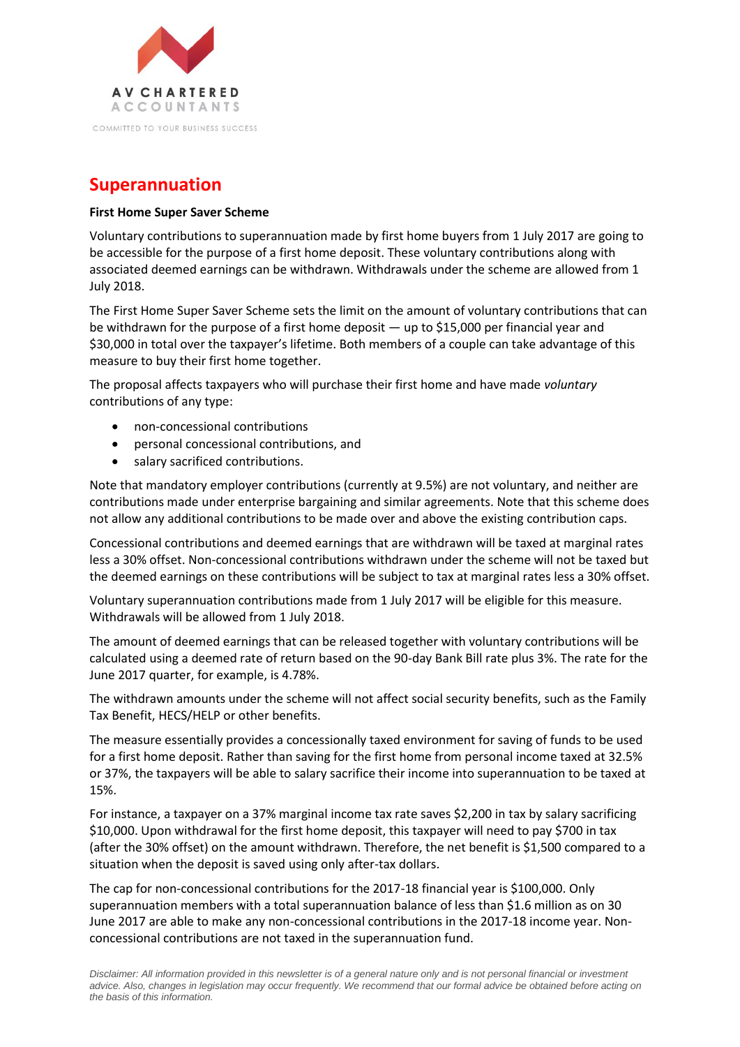AV CHARTERED ACCOUNTANTS

COMMITTED TO YOUR BUSINESS SUCCESS

## Superannuation

**First Home Super Saver Scheme**

Voluntary contributions to superannuation made by first home buyers from 1 July 2017 are going to be accessible for the purpose of a first home deposit. These voluntary contributions along with associated deemed earnings can be withdrawn. Withdrawals under the scheme are allowed from 1 July 2018.

The First Home Super Saver Scheme sets the limit on the amount of voluntary contributions that can be withdrawn for the purpose of a first home deposit — up to $15,000 per financial year and $30,000 in total over the taxpayer's lifetime. Both members of a couple can take advantage of this measure to buy their first home together.

The proposal affects taxpayers who will purchase their first home and have made *voluntary* contributions of any type:

- non-concessional contributions
- personal concessional contributions, and
- salary sacrificed contributions.

Note that mandatory employer contributions (currently at 9.5%) are not voluntary, and neither are contributions made under enterprise bargaining and similar agreements. Note that this scheme does not allow any additional contributions to be made over and above the existing contribution caps.

Concessional contributions and deemed earnings that are withdrawn will be taxed at marginal rates less a 30% offset. Non-concessional contributions withdrawn under the scheme will not be taxed but the deemed earnings on these contributions will be subject to tax at marginal rates less a 30% offset.

Voluntary superannuation contributions made from 1 July 2017 will be eligible for this measure. Withdrawals will be allowed from 1 July 2018.

The amount of deemed earnings that can be released together with voluntary contributions will be calculated using a deemed rate of return based on the 90-day Bank Bill rate plus 3%. The rate for the June 2017 quarter, for example, is 4.78%.

The withdrawn amounts under the scheme will not affect social security benefits, such as the Family Tax Benefit, HECS/HELP or other benefits.

The measure essentially provides a concessionally taxed environment for saving of funds to be used for a first home deposit. Rather than saving for the first home from personal income taxed at 32.5% or 37%, the taxpayers will be able to salary sacrifice their income into superannuation to be taxed at 15%.

For instance, a taxpayer on a 37% marginal income tax rate saves $2,200 in tax by salary sacrificing $10,000. Upon withdrawal for the first home deposit, this taxpayer will need to pay $700 in tax (after the 30% offset) on the amount withdrawn. Therefore, the net benefit is $1,500 compared to a situation when the deposit is saved using only after-tax dollars.

The cap for non-concessional contributions for the 2017-18 financial year is $100,000. Only superannuation members with a total superannuation balance of less than $1.6 million as on 30 June 2017 are able to make any non-concessional contributions in the 2017-18 income year. Non-concessional contributions are not taxed in the superannuation fund.

*Disclaimer: All information provided in this newsletter is of a general nature only and is not personal financial or investment advice. Also, changes in legislation may occur frequently. We recommend that our formal advice be obtained before acting on the basis of this information.*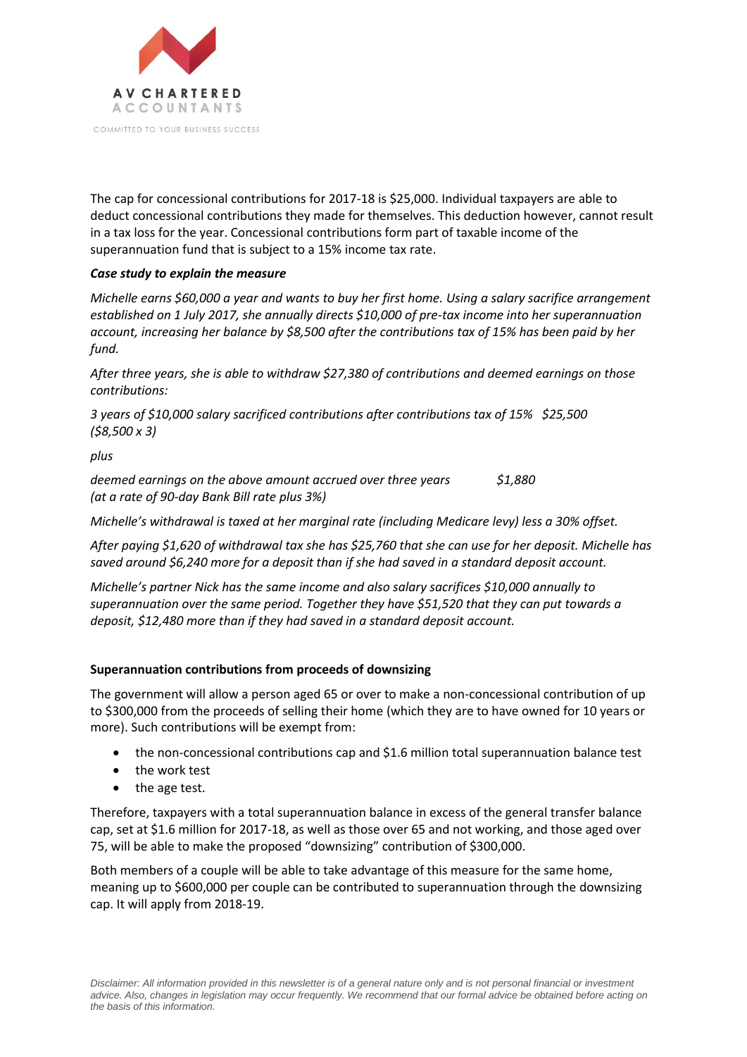The cap for concessional contributions for 2017-18 is $25,000. Individual taxpayers are able to deduct concessional contributions they made for themselves. This deduction however, cannot result in a tax loss for the year. Concessional contributions form part of taxable income of the superannuation fund that is subject to a 15% income tax rate.

***Case study to explain the measure***

*Michelle earns $60,000 a year and wants to buy her first home. Using a salary sacrifice arrangement established on 1 July 2017, she annually directs $10,000 of pre-tax income into her superannuation account, increasing her balance by $8,500 after the contributions tax of 15% has been paid by her fund.*

*After three years, she is able to withdraw $27,380 of contributions and deemed earnings on those contributions:*

*3 years of $10,000 salary sacrificed contributions after contributions tax of 15% $25,500 ($8,500 x 3)*

*plus*

*deemed earnings on the above amount accrued over three years $1,880 (at a rate of 90-day Bank Bill rate plus 3%)*

*Michelle's withdrawal is taxed at her marginal rate (including Medicare levy) less a 30% offset.*

*After paying $1,620 of withdrawal tax she has $25,760 that she can use for her deposit. Michelle has saved around $6,240 more for a deposit than if she had saved in a standard deposit account.*

*Michelle's partner Nick has the same income and also salary sacrifices $10,000 annually to superannuation over the same period. Together they have $51,520 that they can put towards a deposit, $12,480 more than if they had saved in a standard deposit account.*

**Superannuation contributions from proceeds of downsizing**

The government will allow a person aged 65 or over to make a non-concessional contribution of up to $300,000 from the proceeds of selling their home (which they are to have owned for 10 years or more). Such contributions will be exempt from:

- the non-concessional contributions cap and $1.6 million total superannuation balance test
- the work test
- the age test.

Therefore, taxpayers with a total superannuation balance in excess of the general transfer balance cap, set at $1.6 million for 2017-18, as well as those over 65 and not working, and those aged over 75, will be able to make the proposed "downsizing" contribution of $300,000.

Both members of a couple will be able to take advantage of this measure for the same home, meaning up to $600,000 per couple can be contributed to superannuation through the downsizing cap. It will apply from 2018-19.

*Disclaimer: All information provided in this newsletter is of a general nature only and is not personal financial or investment advice. Also, changes in legislation may occur frequently. We recommend that our formal advice be obtained before acting on the basis of this information.*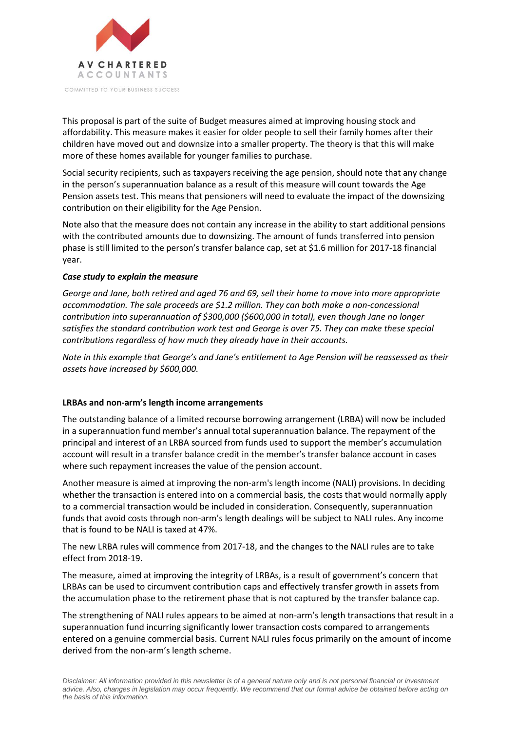This proposal is part of the suite of Budget measures aimed at improving housing stock and affordability. This measure makes it easier for older people to sell their family homes after their children have moved out and downsize into a smaller property. The theory is that this will make more of these homes available for younger families to purchase.

Social security recipients, such as taxpayers receiving the age pension, should note that any change in the person's superannuation balance as a result of this measure will count towards the Age Pension assets test. This means that pensioners will need to evaluate the impact of the downsizing contribution on their eligibility for the Age Pension.

Note also that the measure does not contain any increase in the ability to start additional pensions with the contributed amounts due to downsizing. The amount of funds transferred into pension phase is still limited to the person's transfer balance cap, set at $1.6 million for 2017-18 financial year.

***Case study to explain the measure***

*George and Jane, both retired and aged 76 and 69, sell their home to move into more appropriate accommodation. The sale proceeds are $1.2 million. They can both make a non-concessional contribution into superannuation of $300,000 ($600,000 in total), even though Jane no longer satisfies the standard contribution work test and George is over 75. They can make these special contributions regardless of how much they already have in their accounts.*

*Note in this example that George's and Jane's entitlement to Age Pension will be reassessed as their assets have increased by $600,000.*

**LRBAs and non-arm's length income arrangements**

The outstanding balance of a limited recourse borrowing arrangement (LRBA) will now be included in a superannuation fund member's annual total superannuation balance. The repayment of the principal and interest of an LRBA sourced from funds used to support the member's accumulation account will result in a transfer balance credit in the member's transfer balance account in cases where such repayment increases the value of the pension account.

Another measure is aimed at improving the non-arm's length income (NALI) provisions. In deciding whether the transaction is entered into on a commercial basis, the costs that would normally apply to a commercial transaction would be included in consideration. Consequently, superannuation funds that avoid costs through non-arm's length dealings will be subject to NALI rules. Any income that is found to be NALI is taxed at 47%.

The new LRBA rules will commence from 2017-18, and the changes to the NALI rules are to take effect from 2018-19.

The measure, aimed at improving the integrity of LRBAs, is a result of government's concern that LRBAs can be used to circumvent contribution caps and effectively transfer growth in assets from the accumulation phase to the retirement phase that is not captured by the transfer balance cap.

The strengthening of NALI rules appears to be aimed at non-arm's length transactions that result in a superannuation fund incurring significantly lower transaction costs compared to arrangements entered on a genuine commercial basis. Current NALI rules focus primarily on the amount of income derived from the non-arm's length scheme.

*Disclaimer: All information provided in this newsletter is of a general nature only and is not personal financial or investment advice. Also, changes in legislation may occur frequently. We recommend that our formal advice be obtained before acting on the basis of this information.*